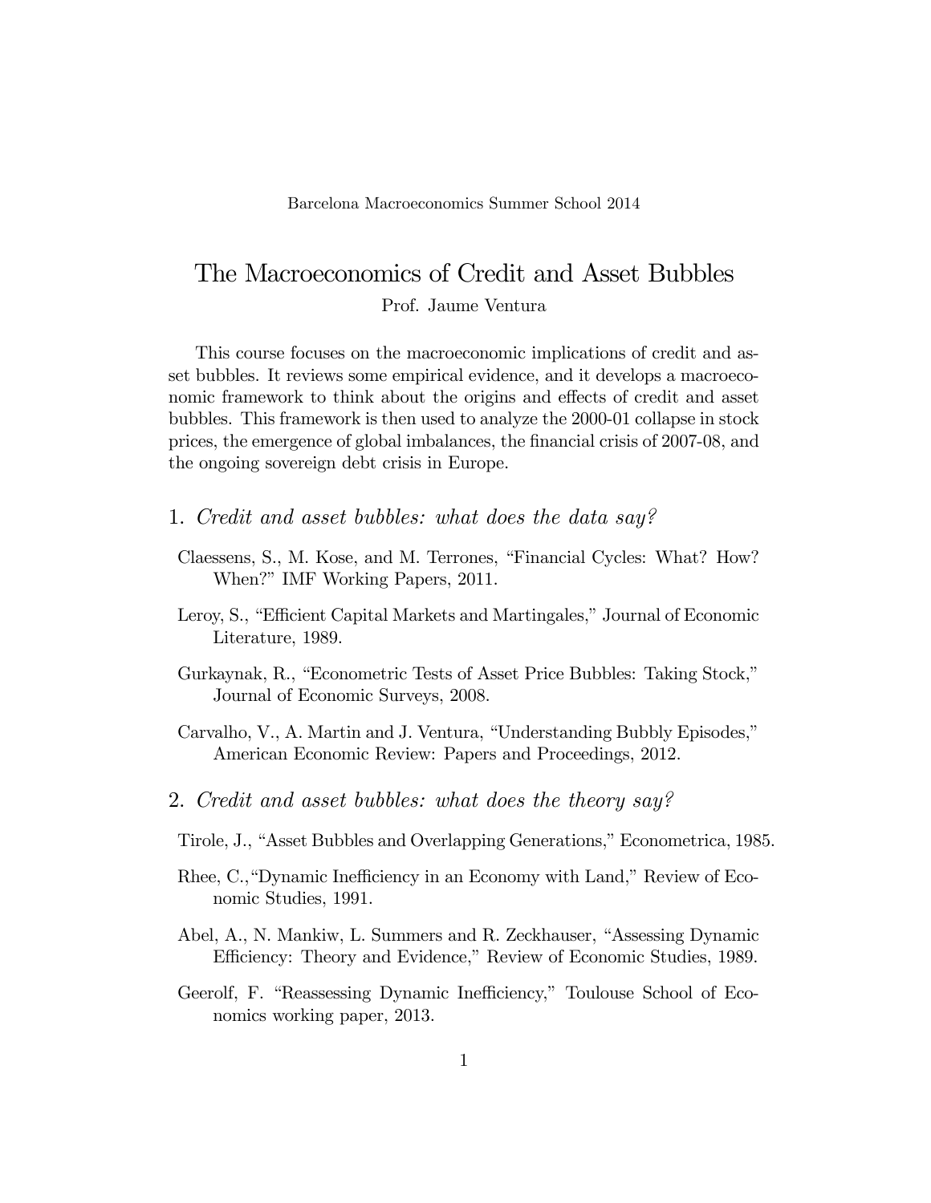Barcelona Macroeconomics Summer School 2014

# The Macroeconomics of Credit and Asset Bubbles

Prof. Jaume Ventura

This course focuses on the macroeconomic implications of credit and asset bubbles. It reviews some empirical evidence, and it develops a macroeconomic framework to think about the origins and effects of credit and asset bubbles. This framework is then used to analyze the 2000-01 collapse in stock prices, the emergence of global imbalances, the financial crisis of 2007-08, and the ongoing sovereign debt crisis in Europe.

## 1. *Credit and asset bubbles: what does the data say?*

Claessens, S., M. Kose, and M. Terrones, "Financial Cycles: What? How? When?" IMF Working Papers, 2011.

Leroy, S., "Efficient Capital Markets and Martingales," Journal of Economic Literature, 1989.

Gurkaynak, R., "Econometric Tests of Asset Price Bubbles: Taking Stock," Journal of Economic Surveys, 2008.

Carvalho, V., A. Martin and J. Ventura, "Understanding Bubbly Episodes," American Economic Review: Papers and Proceedings, 2012.

## 2. *Credit and asset bubbles: what does the theory say?*

Tirole, J., "Asset Bubbles and Overlapping Generations," Econometrica, 1985.

Rhee, C.,"Dynamic Inefficiency in an Economy with Land," Review of Economic Studies, 1991.

Abel, A., N. Mankiw, L. Summers and R. Zeckhauser, "Assessing Dynamic Efficiency: Theory and Evidence," Review of Economic Studies, 1989.

Geerolf, F. "Reassessing Dynamic Inefficiency," Toulouse School of Economics working paper, 2013.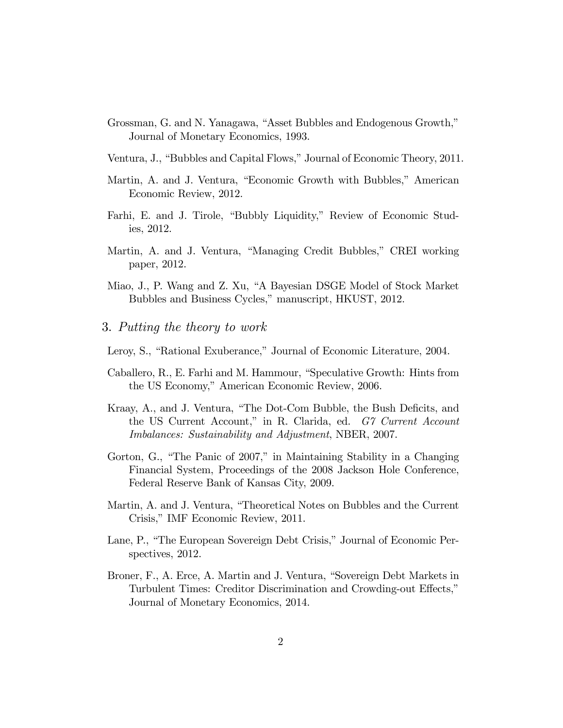Grossman, G. and N. Yanagawa, "Asset Bubbles and Endogenous Growth," Journal of Monetary Economics, 1993.

Ventura, J., "Bubbles and Capital Flows," Journal of Economic Theory, 2011.

Martin, A. and J. Ventura, "Economic Growth with Bubbles," American Economic Review, 2012.

Farhi, E. and J. Tirole, "Bubbly Liquidity," Review of Economic Studies, 2012.

Martin, A. and J. Ventura, "Managing Credit Bubbles," CREI working paper, 2012.

Miao, J., P. Wang and Z. Xu, "A Bayesian DSGE Model of Stock Market Bubbles and Business Cycles," manuscript, HKUST, 2012.

## 3. *Putting the theory to work*

Leroy, S., "Rational Exuberance," Journal of Economic Literature, 2004.

Caballero, R., E. Farhi and M. Hammour, "Speculative Growth: Hints from the US Economy," American Economic Review, 2006.

Kraay, A., and J. Ventura, "The Dot-Com Bubble, the Bush Deficits, and the US Current Account," in R. Clarida, ed. *G7 Current Account Imbalances: Sustainability and Adjustment*, NBER, 2007.

Gorton, G., "The Panic of 2007," in Maintaining Stability in a Changing Financial System, Proceedings of the 2008 Jackson Hole Conference, Federal Reserve Bank of Kansas City, 2009.

Martin, A. and J. Ventura, "Theoretical Notes on Bubbles and the Current Crisis," IMF Economic Review, 2011.

Lane, P., "The European Sovereign Debt Crisis," Journal of Economic Perspectives, 2012.

Broner, F., A. Erce, A. Martin and J. Ventura, "Sovereign Debt Markets in Turbulent Times: Creditor Discrimination and Crowding-out Effects," Journal of Monetary Economics, 2014.